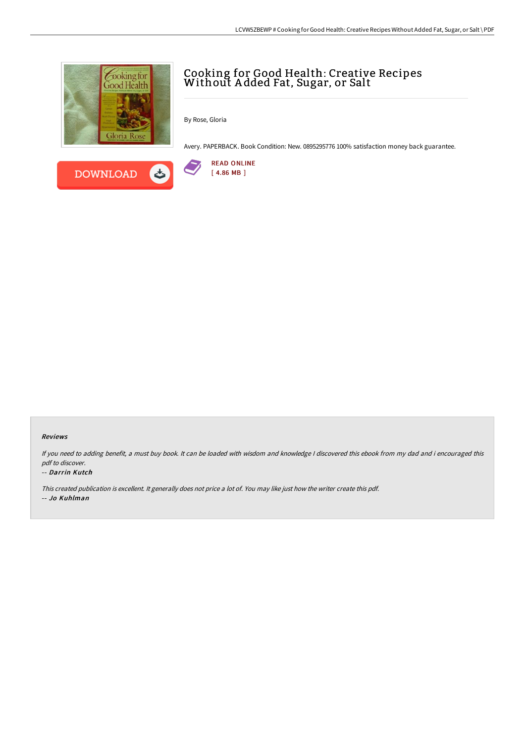# Cooking for Good Health: Creative Recipes Without Added Fat, Sugar, or Salt

By Rose, Gloria

Avery. PAPERBACK. Book Condition: New. 0895295776 100% satisfaction money back guarantee.

READ ONLINE
[ 4.86 MB ]

DOWNLOAD

### Reviews

*If you need to adding benefit, a must buy book. It can be loaded with wisdom and knowledge I discovered this ebook from my dad and i encouraged this pdf to discover.*

-- *Darrin Kutch*

*This created publication is excellent. It generally does not price a lot of. You may like just how the writer create this pdf.*

-- *Jo Kuhlman*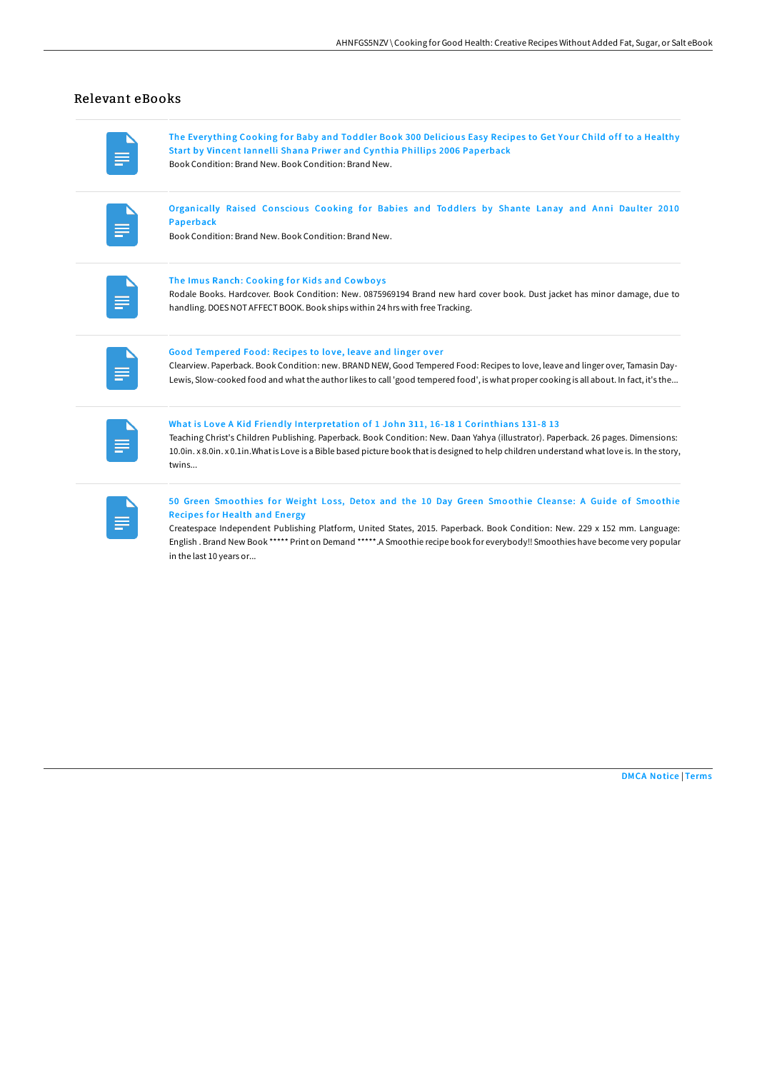## Relevant eBooks

**The Everything Cooking for Baby and Toddler Book 300 Delicious Easy Recipes to Get Your Child off to a Healthy Start by Vincent Iannelli Shana Priwer and Cynthia Phillips 2006 Paperback**

Book Condition: Brand New. Book Condition: Brand New.

**Organically Raised Conscious Cooking for Babies and Toddlers by Shante Lanay and Anni Daulter 2010 Paperback**

Book Condition: Brand New. Book Condition: Brand New.

**The Imus Ranch: Cooking for Kids and Cowboys**

Rodale Books. Hardcover. Book Condition: New. 0875969194 Brand new hard cover book. Dust jacket has minor damage, due to handling. DOES NOT AFFECT BOOK. Book ships within 24 hrs with free Tracking.

**Good Tempered Food: Recipes to love, leave and linger over**

Clearview. Paperback. Book Condition: new. BRAND NEW, Good Tempered Food: Recipes to love, leave and linger over, Tamasin Day-Lewis, Slow-cooked food and what the author likes to call 'good tempered food', is what proper cooking is all about. In fact, it's the...

**What is Love A Kid Friendly Interpretation of 1 John 311, 16-18 1 Corinthians 131-8 13**

Teaching Christ's Children Publishing. Paperback. Book Condition: New. Daan Yahya (illustrator). Paperback. 26 pages. Dimensions: 10.0in. x 8.0in. x 0.1in.What is Love is a Bible based picture book that is designed to help children understand what love is. In the story, twins...

**50 Green Smoothies for Weight Loss, Detox and the 10 Day Green Smoothie Cleanse: A Guide of Smoothie Recipes for Health and Energy**

Createspace Independent Publishing Platform, United States, 2015. Paperback. Book Condition: New. 229 x 152 mm. Language: English . Brand New Book ***** Print on Demand *****.A Smoothie recipe book for everybody!! Smoothies have become very popular in the last 10 years or...

DMCA Notice | Terms